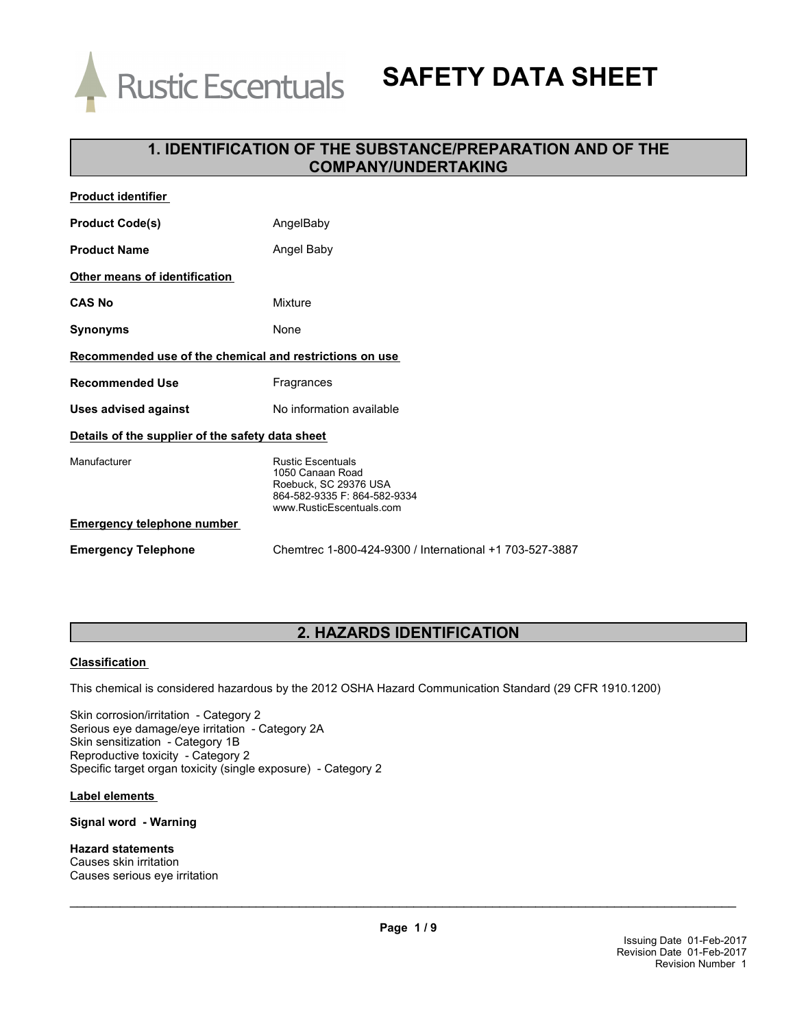Rustic Escentuals

# SAFETY DATA SHEET

## 1. IDENTIFICATION OF THE SUBSTANCE/PREPARATION AND OF THE COMPANY/UNDERTAKING

**Product identifier**

**Product Code(s)** AngelBaby

**Product Name** Angel Baby

**Other means of identification**

**CAS No** Mixture

**Synonyms** None

**Recommended use of the chemical and restrictions on use**

**Recommended Use** Fragrances

**Uses advised against** No information available

**Details of the supplier of the safety data sheet**

Manufacturer

Rustic Escentuals
1050 Canaan Road
Roebuck, SC 29376 USA
864-582-9335 F: 864-582-9334
www.RusticEscentuals.com

**Emergency telephone number**

**Emergency Telephone** Chemtrec 1-800-424-9300 / International +1 703-527-3887

## 2. HAZARDS IDENTIFICATION

**Classification**

This chemical is considered hazardous by the 2012 OSHA Hazard Communication Standard (29 CFR 1910.1200)

Skin corrosion/irritation - Category 2
Serious eye damage/eye irritation - Category 2A
Skin sensitization - Category 1B
Reproductive toxicity - Category 2
Specific target organ toxicity (single exposure) - Category 2

**Label elements**

**Signal word - Warning**

**Hazard statements**
Causes skin irritation
Causes serious eye irritation

Issuing Date 01-Feb-2017
Revision Date 01-Feb-2017
Revision Number 1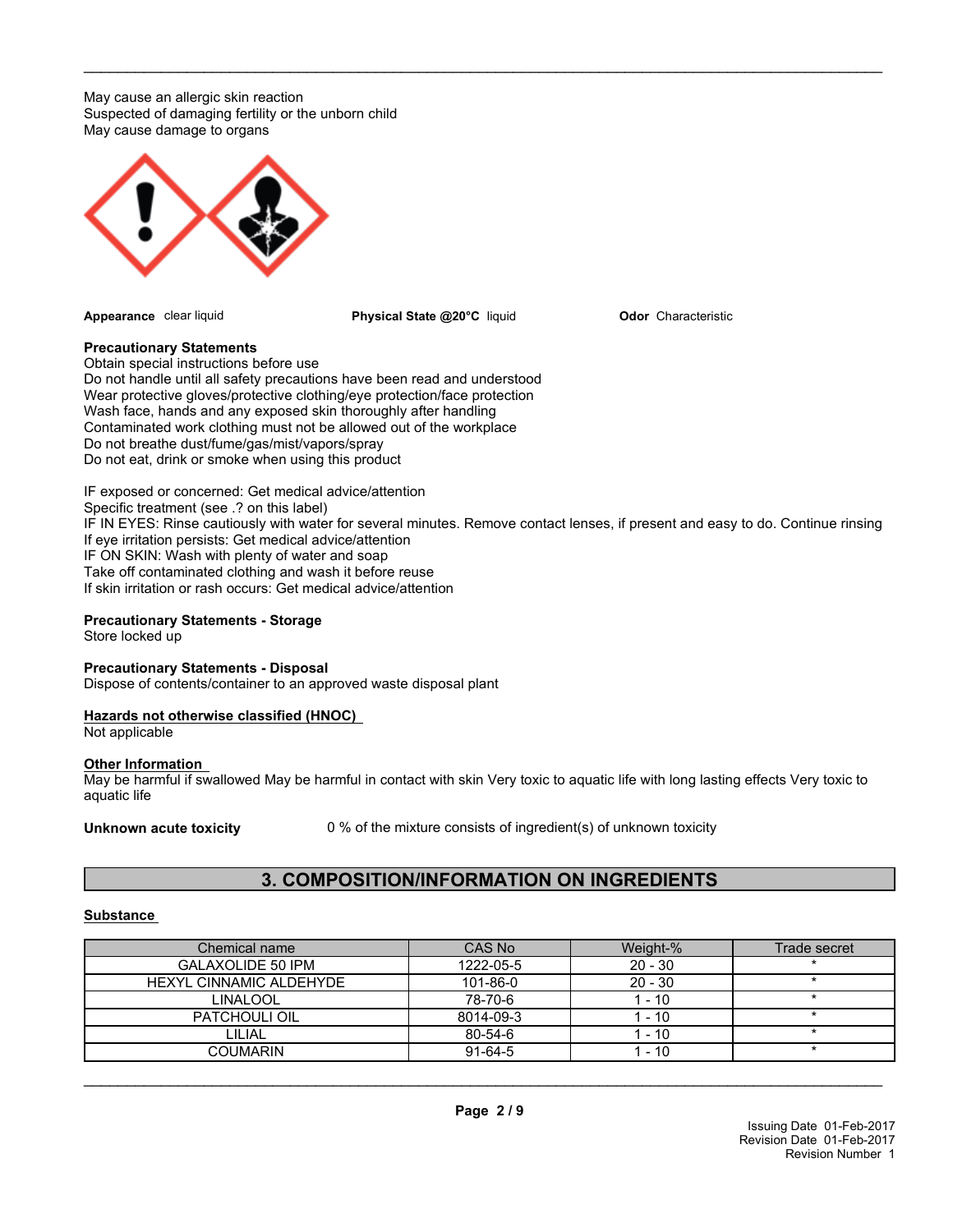May cause an allergic skin reaction
Suspected of damaging fertility or the unborn child
May cause damage to organs

**Appearance** clear liquid

**Physical State @20°C** liquid

**Odor** Characteristic

**Precautionary Statements**
Obtain special instructions before use
Do not handle until all safety precautions have been read and understood
Wear protective gloves/protective clothing/eye protection/face protection
Wash face, hands and any exposed skin thoroughly after handling
Contaminated work clothing must not be allowed out of the workplace
Do not breathe dust/fume/gas/mist/vapors/spray
Do not eat, drink or smoke when using this product

IF exposed or concerned: Get medical advice/attention
Specific treatment (see .? on this label)
IF IN EYES: Rinse cautiously with water for several minutes. Remove contact lenses, if present and easy to do. Continue rinsing
If eye irritation persists: Get medical advice/attention
IF ON SKIN: Wash with plenty of water and soap
Take off contaminated clothing and wash it before reuse
If skin irritation or rash occurs: Get medical advice/attention

**Precautionary Statements - Storage**
Store locked up

**Precautionary Statements - Disposal**
Dispose of contents/container to an approved waste disposal plant

**Hazards not otherwise classified (HNOC)**
Not applicable

**Other Information**
May be harmful if swallowed May be harmful in contact with skin Very toxic to aquatic life with long lasting effects Very toxic to aquatic life

**Unknown acute toxicity** 0 % of the mixture consists of ingredient(s) of unknown toxicity

## 3. COMPOSITION/INFORMATION ON INGREDIENTS

**Substance**

| Chemical name | CAS No | Weight-% | Trade secret |
|---|---|---|---|
| GALAXOLIDE 50 IPM | 1222-05-5 | 20 - 30 | * |
| HEXYL CINNAMIC ALDEHYDE | 101-86-0 | 20 - 30 | * |
| LINALOOL | 78-70-6 | 1 - 10 | * |
| PATCHOULI OIL | 8014-09-3 | 1 - 10 | * |
| LILIAL | 80-54-6 | 1 - 10 | * |
| COUMARIN | 91-64-5 | 1 - 10 | * |

Issuing Date 01-Feb-2017
Revision Date 01-Feb-2017
Revision Number 1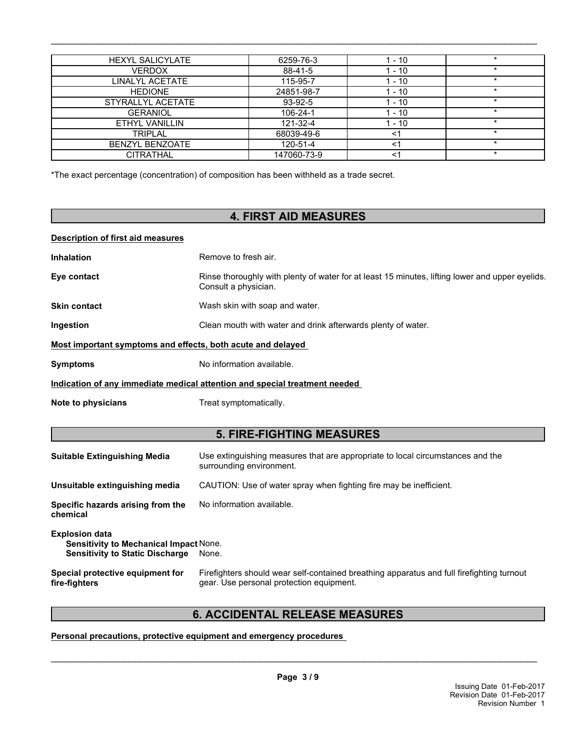| | | | |
|---|---|---|---|
| HEXYL SALICYLATE | 6259-76-3 | 1 - 10 | * |
| VERDOX | 88-41-5 | 1 - 10 | * |
| LINALYL ACETATE | 115-95-7 | 1 - 10 | * |
| HEDIONE | 24851-98-7 | 1 - 10 | * |
| STYRALLYL ACETATE | 93-92-5 | 1 - 10 | * |
| GERANIOL | 106-24-1 | 1 - 10 | * |
| ETHYL VANILLIN | 121-32-4 | 1 - 10 | * |
| TRIPLAL | 68039-49-6 | <1 | * |
| BENZYL BENZOATE | 120-51-4 | <1 | * |
| CITRATHAL | 147060-73-9 | <1 | * |

*The exact percentage (concentration) of composition has been withheld as a trade secret.

## 4. FIRST AID MEASURES

**Description of first aid measures**

**Inhalation** Remove to fresh air.

**Eye contact** Rinse thoroughly with plenty of water for at least 15 minutes, lifting lower and upper eyelids. Consult a physician.

**Skin contact** Wash skin with soap and water.

**Ingestion** Clean mouth with water and drink afterwards plenty of water.

**Most important symptoms and effects, both acute and delayed**

**Symptoms** No information available.

**Indication of any immediate medical attention and special treatment needed**

**Note to physicians** Treat symptomatically.

## 5. FIRE-FIGHTING MEASURES

**Suitable Extinguishing Media** Use extinguishing measures that are appropriate to local circumstances and the surrounding environment.

**Unsuitable extinguishing media** CAUTION: Use of water spray when fighting fire may be inefficient.

**Specific hazards arising from the chemical** No information available.

**Explosion data**
**Sensitivity to Mechanical Impact** None.
**Sensitivity to Static Discharge** None.

**Special protective equipment for fire-fighters** Firefighters should wear self-contained breathing apparatus and full firefighting turnout gear. Use personal protection equipment.

## 6. ACCIDENTAL RELEASE MEASURES

**Personal precautions, protective equipment and emergency procedures**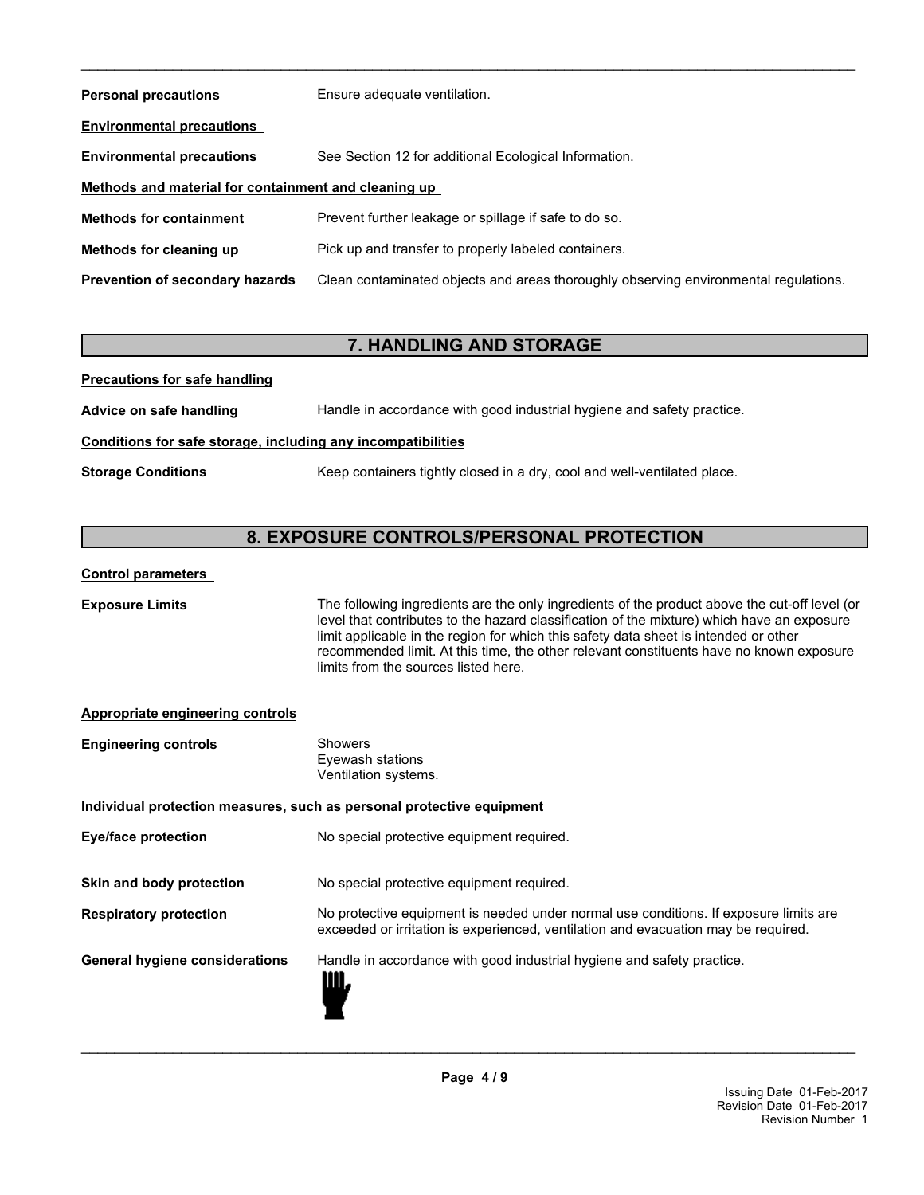**Personal precautions** Ensure adequate ventilation.

**Environmental precautions**

**Environmental precautions** See Section 12 for additional Ecological Information.

**Methods and material for containment and cleaning up**

**Methods for containment** Prevent further leakage or spillage if safe to do so.

**Methods for cleaning up** Pick up and transfer to properly labeled containers.

**Prevention of secondary hazards** Clean contaminated objects and areas thoroughly observing environmental regulations.

## 7. HANDLING AND STORAGE

**Precautions for safe handling**

**Advice on safe handling** Handle in accordance with good industrial hygiene and safety practice.

**Conditions for safe storage, including any incompatibilities**

**Storage Conditions** Keep containers tightly closed in a dry, cool and well-ventilated place.

## 8. EXPOSURE CONTROLS/PERSONAL PROTECTION

**Control parameters**

**Exposure Limits** The following ingredients are the only ingredients of the product above the cut-off level (or level that contributes to the hazard classification of the mixture) which have an exposure limit applicable in the region for which this safety data sheet is intended or other recommended limit. At this time, the other relevant constituents have no known exposure limits from the sources listed here.

**Appropriate engineering controls**

**Engineering controls** Showers
Eyewash stations
Ventilation systems.

**Individual protection measures, such as personal protective equipment**

**Eye/face protection** No special protective equipment required.

**Skin and body protection** No special protective equipment required.

**Respiratory protection** No protective equipment is needed under normal use conditions. If exposure limits are exceeded or irritation is experienced, ventilation and evacuation may be required.

**General hygiene considerations** Handle in accordance with good industrial hygiene and safety practice.

Issuing Date 01-Feb-2017
Revision Date 01-Feb-2017
Revision Number 1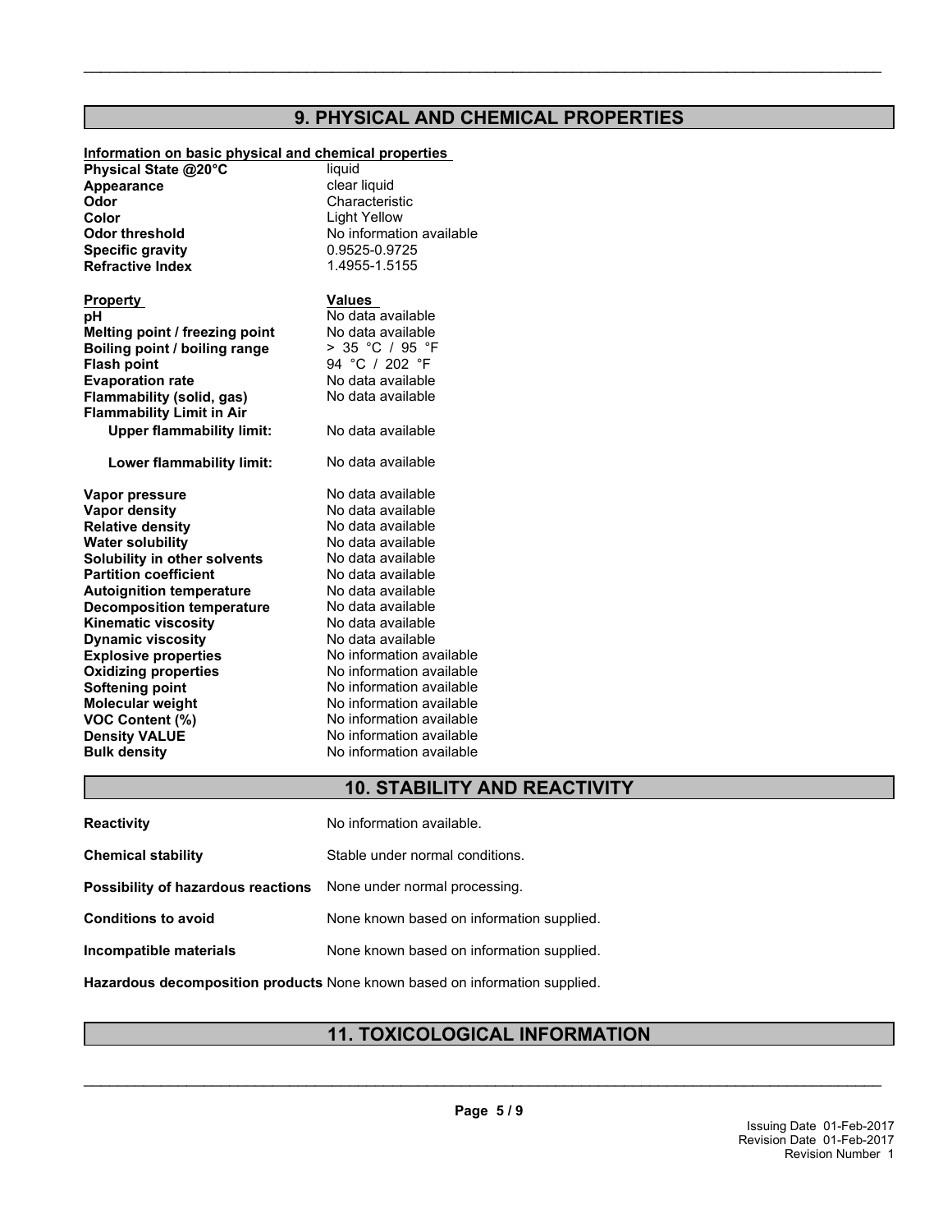## 9. PHYSICAL AND CHEMICAL PROPERTIES

**Information on basic physical and chemical properties**

| | |
|---|---|
| **Physical State @20°C** | liquid |
| **Appearance** | clear liquid |
| **Odor** | Characteristic |
| **Color** | Light Yellow |
| **Odor threshold** | No information available |
| **Specific gravity** | 0.9525-0.9725 |
| **Refractive Index** | 1.4955-1.5155 |

| **Property** | **Values** |
|---|---|
| **pH** | No data available |
| **Melting point / freezing point** | No data available |
| **Boiling point / boiling range** | > 35 °C / 95 °F |
| **Flash point** | 94 °C / 202 °F |
| **Evaporation rate** | No data available |
| **Flammability (solid, gas)** | No data available |
| **Flammability Limit in Air** | |
| **Upper flammability limit:** | No data available |
| **Lower flammability limit:** | No data available |
| **Vapor pressure** | No data available |
| **Vapor density** | No data available |
| **Relative density** | No data available |
| **Water solubility** | No data available |
| **Solubility in other solvents** | No data available |
| **Partition coefficient** | No data available |
| **Autoignition temperature** | No data available |
| **Decomposition temperature** | No data available |
| **Kinematic viscosity** | No data available |
| **Dynamic viscosity** | No data available |
| **Explosive properties** | No information available |
| **Oxidizing properties** | No information available |
| **Softening point** | No information available |
| **Molecular weight** | No information available |
| **VOC Content (%)** | No information available |
| **Density VALUE** | No information available |
| **Bulk density** | No information available |

## 10. STABILITY AND REACTIVITY

| | |
|---|---|
| **Reactivity** | No information available. |
| **Chemical stability** | Stable under normal conditions. |
| **Possibility of hazardous reactions** | None under normal processing. |
| **Conditions to avoid** | None known based on information supplied. |
| **Incompatible materials** | None known based on information supplied. |
| **Hazardous decomposition products** | None known based on information supplied. |

## 11. TOXICOLOGICAL INFORMATION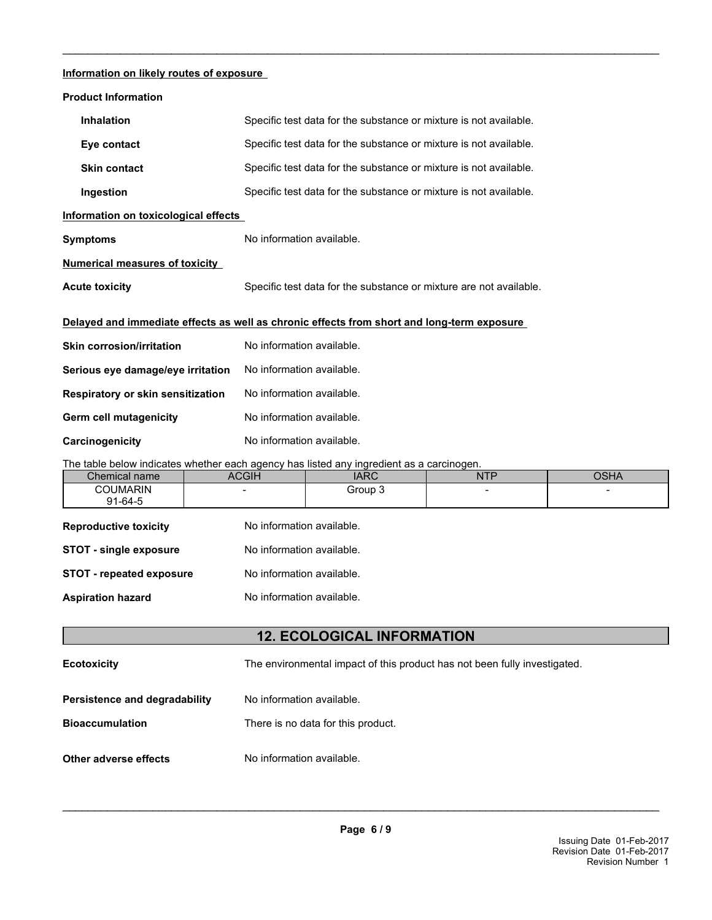**Information on likely routes of exposure**

**Product Information**

**Inhalation** Specific test data for the substance or mixture is not available.

**Eye contact** Specific test data for the substance or mixture is not available.

**Skin contact** Specific test data for the substance or mixture is not available.

**Ingestion** Specific test data for the substance or mixture is not available.

**Information on toxicological effects**

**Symptoms** No information available.

**Numerical measures of toxicity**

**Acute toxicity** Specific test data for the substance or mixture are not available.

**Delayed and immediate effects as well as chronic effects from short and long-term exposure**

**Skin corrosion/irritation** No information available.

**Serious eye damage/eye irritation** No information available.

**Respiratory or skin sensitization** No information available.

**Germ cell mutagenicity** No information available.

**Carcinogenicity** No information available.

The table below indicates whether each agency has listed any ingredient as a carcinogen.

| Chemical name | ACGIH | IARC | NTP | OSHA |
|---|---|---|---|---|
| COUMARIN<br>91-64-5 | - | Group 3 | - | - |

**Reproductive toxicity** No information available.

**STOT - single exposure** No information available.

**STOT - repeated exposure** No information available.

**Aspiration hazard** No information available.

## 12. ECOLOGICAL INFORMATION

**Ecotoxicity** The environmental impact of this product has not been fully investigated.

**Persistence and degradability** No information available.

**Bioaccumulation** There is no data for this product.

**Other adverse effects** No information available.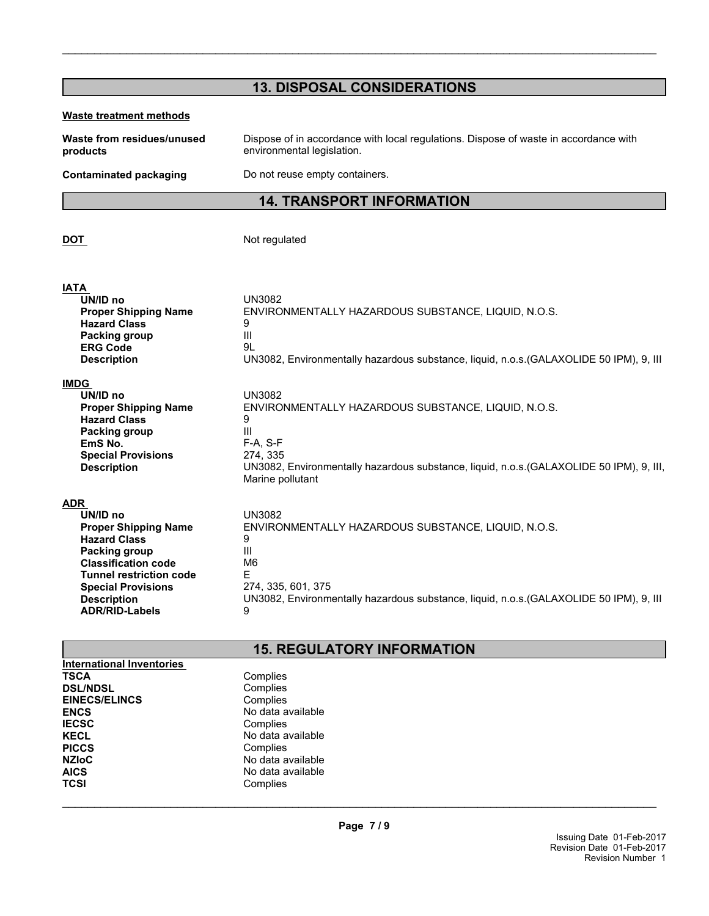## 13. DISPOSAL CONSIDERATIONS

**Waste treatment methods**

| | |
|---|---|
| **Waste from residues/unused products** | Dispose of in accordance with local regulations. Dispose of waste in accordance with environmental legislation. |
| **Contaminated packaging** | Do not reuse empty containers. |

## 14. TRANSPORT INFORMATION

**DOT** Not regulated

**IATA**

| | |
|---|---|
| **UN/ID no** | UN3082 |
| **Proper Shipping Name** | ENVIRONMENTALLY HAZARDOUS SUBSTANCE, LIQUID, N.O.S. |
| **Hazard Class** | 9 |
| **Packing group** | III |
| **ERG Code** | 9L |
| **Description** | UN3082, Environmentally hazardous substance, liquid, n.o.s.(GALAXOLIDE 50 IPM), 9, III |

**IMDG**

| | |
|---|---|
| **UN/ID no** | UN3082 |
| **Proper Shipping Name** | ENVIRONMENTALLY HAZARDOUS SUBSTANCE, LIQUID, N.O.S. |
| **Hazard Class** | 9 |
| **Packing group** | III |
| **EmS No.** | F-A, S-F |
| **Special Provisions** | 274, 335 |
| **Description** | UN3082, Environmentally hazardous substance, liquid, n.o.s.(GALAXOLIDE 50 IPM), 9, III, Marine pollutant |

**ADR**

| | |
|---|---|
| **UN/ID no** | UN3082 |
| **Proper Shipping Name** | ENVIRONMENTALLY HAZARDOUS SUBSTANCE, LIQUID, N.O.S. |
| **Hazard Class** | 9 |
| **Packing group** | III |
| **Classification code** | M6 |
| **Tunnel restriction code** | E |
| **Special Provisions** | 274, 335, 601, 375 |
| **Description** | UN3082, Environmentally hazardous substance, liquid, n.o.s.(GALAXOLIDE 50 IPM), 9, III |
| **ADR/RID-Labels** | 9 |

## 15. REGULATORY INFORMATION

**International Inventories**

| | |
|---|---|
| **TSCA** | Complies |
| **DSL/NDSL** | Complies |
| **EINECS/ELINCS** | Complies |
| **ENCS** | No data available |
| **IECSC** | Complies |
| **KECL** | No data available |
| **PICCS** | Complies |
| **NZIoC** | No data available |
| **AICS** | No data available |
| **TCSI** | Complies |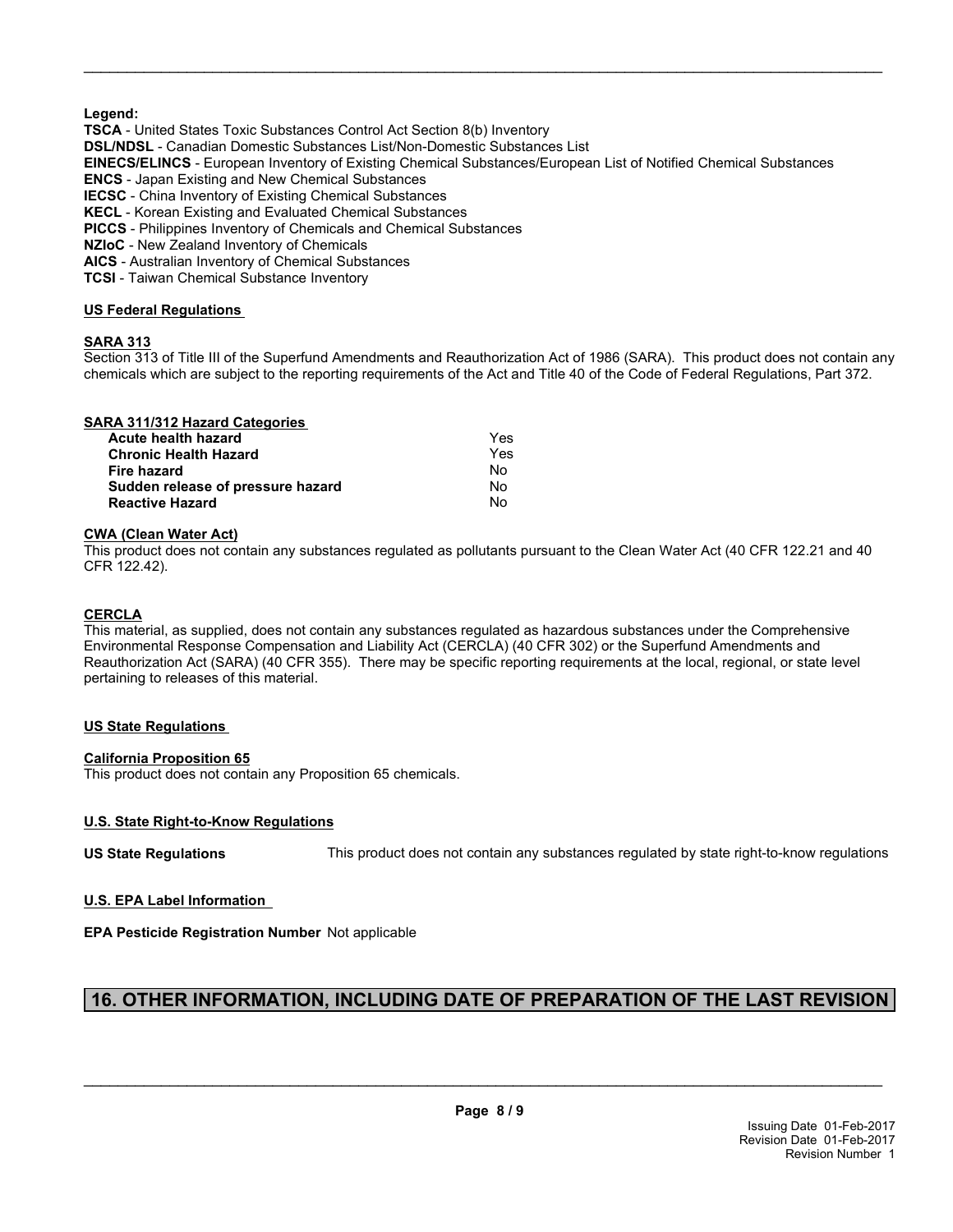**Legend:**

**TSCA** - United States Toxic Substances Control Act Section 8(b) Inventory
**DSL/NDSL** - Canadian Domestic Substances List/Non-Domestic Substances List
**EINECS/ELINCS** - European Inventory of Existing Chemical Substances/European List of Notified Chemical Substances
**ENCS** - Japan Existing and New Chemical Substances
**IECSC** - China Inventory of Existing Chemical Substances
**KECL** - Korean Existing and Evaluated Chemical Substances
**PICCS** - Philippines Inventory of Chemicals and Chemical Substances
**NZIoC** - New Zealand Inventory of Chemicals
**AICS** - Australian Inventory of Chemical Substances
**TCSI** - Taiwan Chemical Substance Inventory

### US Federal Regulations

#### SARA 313

Section 313 of Title III of the Superfund Amendments and Reauthorization Act of 1986 (SARA). This product does not contain any chemicals which are subject to the reporting requirements of the Act and Title 40 of the Code of Federal Regulations, Part 372.

#### SARA 311/312 Hazard Categories

| | |
|---|---|
| **Acute health hazard** | Yes |
| **Chronic Health Hazard** | Yes |
| **Fire hazard** | No |
| **Sudden release of pressure hazard** | No |
| **Reactive Hazard** | No |

#### CWA (Clean Water Act)

This product does not contain any substances regulated as pollutants pursuant to the Clean Water Act (40 CFR 122.21 and 40 CFR 122.42).

#### CERCLA

This material, as supplied, does not contain any substances regulated as hazardous substances under the Comprehensive Environmental Response Compensation and Liability Act (CERCLA) (40 CFR 302) or the Superfund Amendments and Reauthorization Act (SARA) (40 CFR 355). There may be specific reporting requirements at the local, regional, or state level pertaining to releases of this material.

### US State Regulations

#### California Proposition 65

This product does not contain any Proposition 65 chemicals.

#### U.S. State Right-to-Know Regulations

**US State Regulations** This product does not contain any substances regulated by state right-to-know regulations

#### U.S. EPA Label Information

**EPA Pesticide Registration Number** Not applicable

## 16. OTHER INFORMATION, INCLUDING DATE OF PREPARATION OF THE LAST REVISION

Issuing Date 01-Feb-2017
Revision Date 01-Feb-2017
Revision Number 1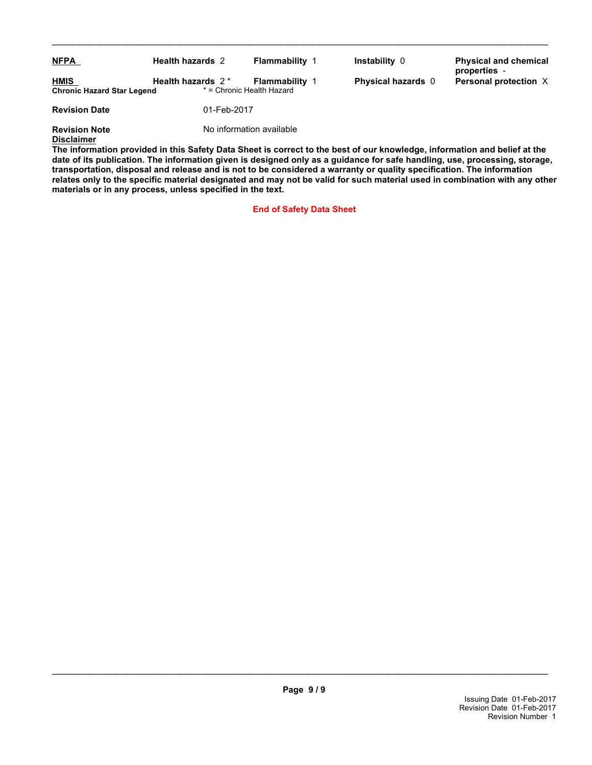| | | | | |
|---|---|---|---|---|
| **NFPA** | **Health hazards** 2 | **Flammability** 1 | **Instability** 0 | **Physical and chemical properties** - |
| **HMIS** | **Health hazards** 2 * | **Flammability** 1 | **Physical hazards** 0 | **Personal protection** X |

**Chronic Hazard Star Legend** * = Chronic Health Hazard

**Revision Date** 01-Feb-2017

**Revision Note** No information available

**Disclaimer**

**The information provided in this Safety Data Sheet is correct to the best of our knowledge, information and belief at the date of its publication. The information given is designed only as a guidance for safe handling, use, processing, storage, transportation, disposal and release and is not to be considered a warranty or quality specification. The information relates only to the specific material designated and may not be valid for such material used in combination with any other materials or in any process, unless specified in the text.**

**End of Safety Data Sheet**

Issuing Date 01-Feb-2017
Revision Date 01-Feb-2017
Revision Number 1